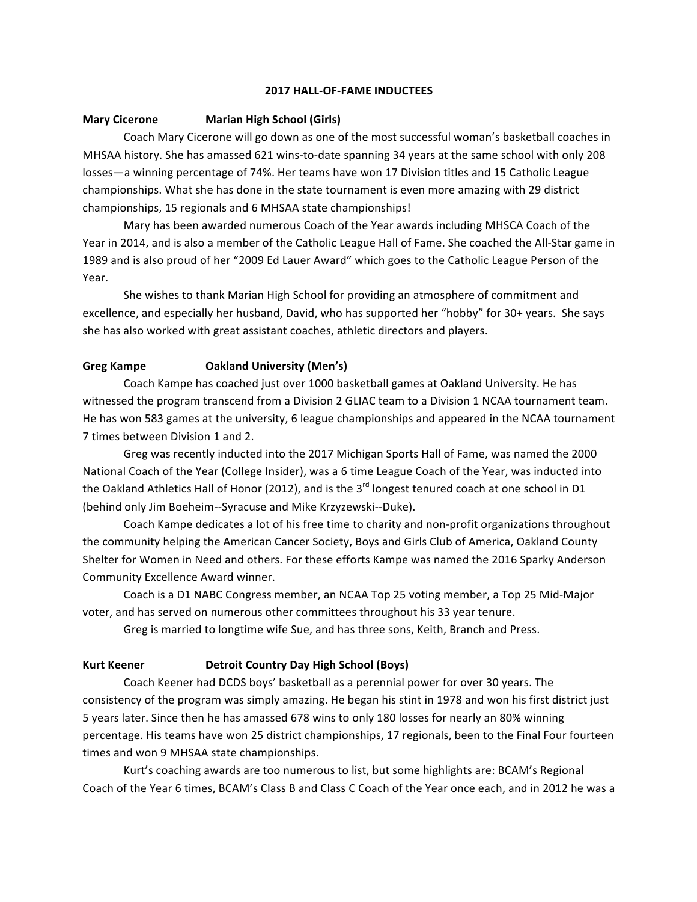# 2017 HALL-OF-FAME INDUCTEES

**Mary Cicerone** **Marian High School (Girls)**

Coach Mary Cicerone will go down as one of the most successful woman's basketball coaches in MHSAA history. She has amassed 621 wins-to-date spanning 34 years at the same school with only 208 losses—a winning percentage of 74%. Her teams have won 17 Division titles and 15 Catholic League championships. What she has done in the state tournament is even more amazing with 29 district championships, 15 regionals and 6 MHSAA state championships!

Mary has been awarded numerous Coach of the Year awards including MHSCA Coach of the Year in 2014, and is also a member of the Catholic League Hall of Fame. She coached the All-Star game in 1989 and is also proud of her "2009 Ed Lauer Award" which goes to the Catholic League Person of the Year.

She wishes to thank Marian High School for providing an atmosphere of commitment and excellence, and especially her husband, David, who has supported her "hobby" for 30+ years. She says she has also worked with great assistant coaches, athletic directors and players.

**Greg Kampe** **Oakland University (Men's)**

Coach Kampe has coached just over 1000 basketball games at Oakland University. He has witnessed the program transcend from a Division 2 GLIAC team to a Division 1 NCAA tournament team. He has won 583 games at the university, 6 league championships and appeared in the NCAA tournament 7 times between Division 1 and 2.

Greg was recently inducted into the 2017 Michigan Sports Hall of Fame, was named the 2000 National Coach of the Year (College Insider), was a 6 time League Coach of the Year, was inducted into the Oakland Athletics Hall of Honor (2012), and is the 3rd longest tenured coach at one school in D1 (behind only Jim Boeheim--Syracuse and Mike Krzyzewski--Duke).

Coach Kampe dedicates a lot of his free time to charity and non-profit organizations throughout the community helping the American Cancer Society, Boys and Girls Club of America, Oakland County Shelter for Women in Need and others. For these efforts Kampe was named the 2016 Sparky Anderson Community Excellence Award winner.

Coach is a D1 NABC Congress member, an NCAA Top 25 voting member, a Top 25 Mid-Major voter, and has served on numerous other committees throughout his 33 year tenure.

Greg is married to longtime wife Sue, and has three sons, Keith, Branch and Press.

**Kurt Keener** **Detroit Country Day High School (Boys)**

Coach Keener had DCDS boys' basketball as a perennial power for over 30 years. The consistency of the program was simply amazing. He began his stint in 1978 and won his first district just 5 years later. Since then he has amassed 678 wins to only 180 losses for nearly an 80% winning percentage. His teams have won 25 district championships, 17 regionals, been to the Final Four fourteen times and won 9 MHSAA state championships.

Kurt's coaching awards are too numerous to list, but some highlights are: BCAM's Regional Coach of the Year 6 times, BCAM's Class B and Class C Coach of the Year once each, and in 2012 he was a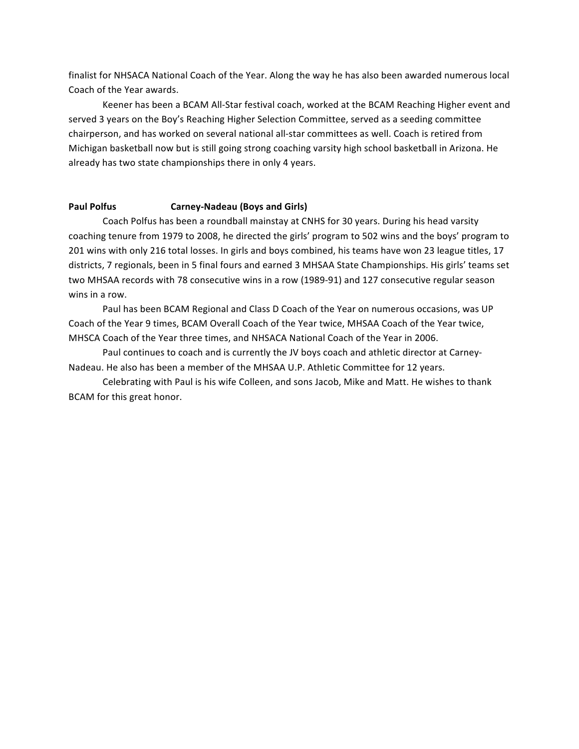finalist for NHSACA National Coach of the Year. Along the way he has also been awarded numerous local Coach of the Year awards.

Keener has been a BCAM All-Star festival coach, worked at the BCAM Reaching Higher event and served 3 years on the Boy's Reaching Higher Selection Committee, served as a seeding committee chairperson, and has worked on several national all-star committees as well. Coach is retired from Michigan basketball now but is still going strong coaching varsity high school basketball in Arizona. He already has two state championships there in only 4 years.

**Paul Polfus** **Carney-Nadeau (Boys and Girls)**

Coach Polfus has been a roundball mainstay at CNHS for 30 years. During his head varsity coaching tenure from 1979 to 2008, he directed the girls' program to 502 wins and the boys' program to 201 wins with only 216 total losses. In girls and boys combined, his teams have won 23 league titles, 17 districts, 7 regionals, been in 5 final fours and earned 3 MHSAA State Championships. His girls' teams set two MHSAA records with 78 consecutive wins in a row (1989-91) and 127 consecutive regular season wins in a row.

Paul has been BCAM Regional and Class D Coach of the Year on numerous occasions, was UP Coach of the Year 9 times, BCAM Overall Coach of the Year twice, MHSAA Coach of the Year twice, MHSCA Coach of the Year three times, and NHSACA National Coach of the Year in 2006.

Paul continues to coach and is currently the JV boys coach and athletic director at Carney-Nadeau. He also has been a member of the MHSAA U.P. Athletic Committee for 12 years.

Celebrating with Paul is his wife Colleen, and sons Jacob, Mike and Matt. He wishes to thank BCAM for this great honor.